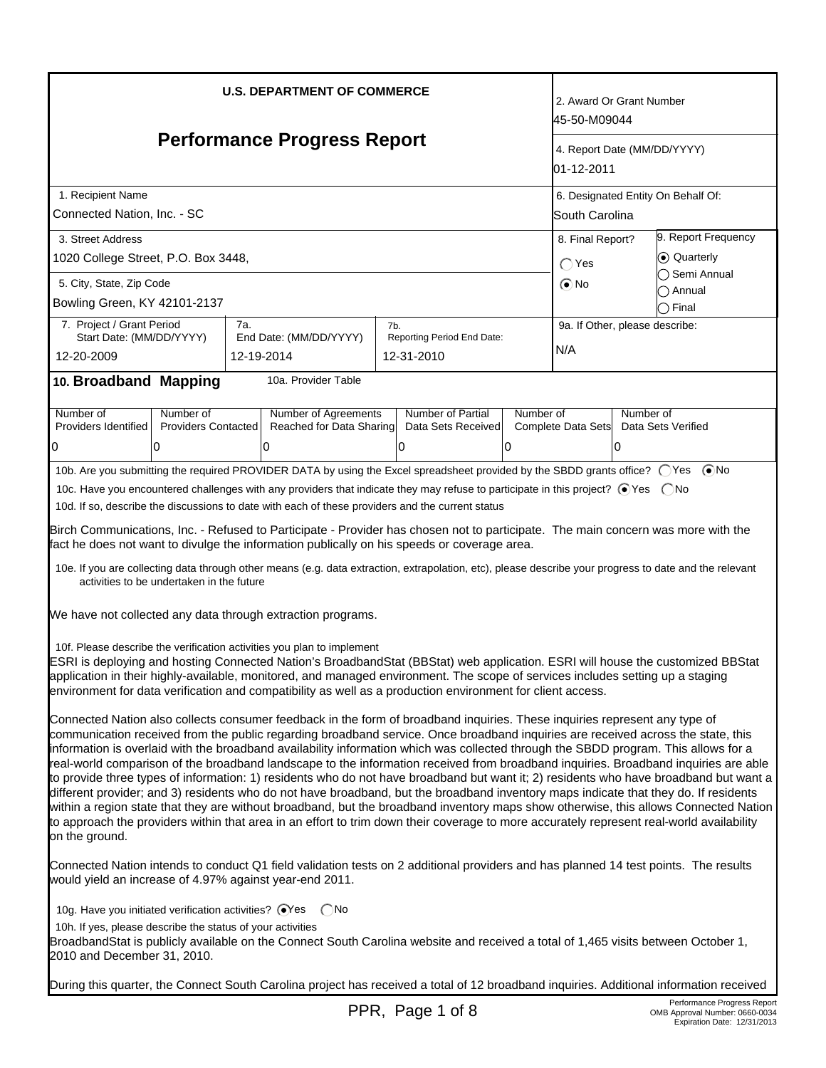**U.S. DEPARTMENT OF COMMERCE**

# Performance Progress Report

| | |
|---|---|
| 2. Award Or Grant Number | 45-50-M09044 |
| 4. Report Date (MM/DD/YYYY) | 01-12-2011 |
| 1. Recipient Name | Connected Nation, Inc. - SC |
| 6. Designated Entity On Behalf Of: | South Carolina |
| 3. Street Address | 1020 College Street, P.O. Box 3448, |
| 5. City, State, Zip Code | Bowling Green, KY 42101-2137 |
| 8. Final Report? | ◯ Yes ◉ No |
| 9. Report Frequency | ◉ Quarterly ◯ Semi Annual ◯ Annual ◯ Final |
| 7. Project / Grant Period Start Date: (MM/DD/YYYY) | 12-20-2009 |
| 7a. End Date: (MM/DD/YYYY) | 12-19-2014 |
| 7b. Reporting Period End Date: | 12-31-2010 |
| 9a. If Other, please describe: | N/A |

## 10. Broadband Mapping

10a. Provider Table

| Number of Providers Identified | Number of Providers Contacted | Number of Agreements Reached for Data Sharing | Number of Partial Data Sets Received | Number of Complete Data Sets | Number of Data Sets Verified |
|---|---|---|---|---|---|
| 0 | 0 | 0 | 0 | 0 | 0 |

10b. Are you submitting the required PROVIDER DATA by using the Excel spreadsheet provided by the SBDD grants office? ◯ Yes ◉ No

10c. Have you encountered challenges with any providers that indicate they may refuse to participate in this project? ◉ Yes ◯ No

10d. If so, describe the discussions to date with each of these providers and the current status

Birch Communications, Inc. - Refused to Participate - Provider has chosen not to participate. The main concern was more with the fact he does not want to divulge the information publically on his speeds or coverage area.

10e. If you are collecting data through other means (e.g. data extraction, extrapolation, etc), please describe your progress to date and the relevant activities to be undertaken in the future

We have not collected any data through extraction programs.

10f. Please describe the verification activities you plan to implement

ESRI is deploying and hosting Connected Nation's BroadbandStat (BBStat) web application. ESRI will house the customized BBStat application in their highly-available, monitored, and managed environment. The scope of services includes setting up a staging environment for data verification and compatibility as well as a production environment for client access.

Connected Nation also collects consumer feedback in the form of broadband inquiries. These inquiries represent any type of communication received from the public regarding broadband service. Once broadband inquiries are received across the state, this information is overlaid with the broadband availability information which was collected through the SBDD program. This allows for a real-world comparison of the broadband landscape to the information received from broadband inquiries. Broadband inquiries are able to provide three types of information: 1) residents who do not have broadband but want it; 2) residents who have broadband but want a different provider; and 3) residents who do not have broadband, but the broadband inventory maps indicate that they do. If residents within a region state that they are without broadband, but the broadband inventory maps show otherwise, this allows Connected Nation to approach the providers within that area in an effort to trim down their coverage to more accurately represent real-world availability on the ground.

Connected Nation intends to conduct Q1 field validation tests on 2 additional providers and has planned 14 test points. The results would yield an increase of 4.97% against year-end 2011.

10g. Have you initiated verification activities? ◉ Yes ◯ No

10h. If yes, please describe the status of your activities

BroadbandStat is publicly available on the Connect South Carolina website and received a total of 1,465 visits between October 1, 2010 and December 31, 2010.

During this quarter, the Connect South Carolina project has received a total of 12 broadband inquiries. Additional information received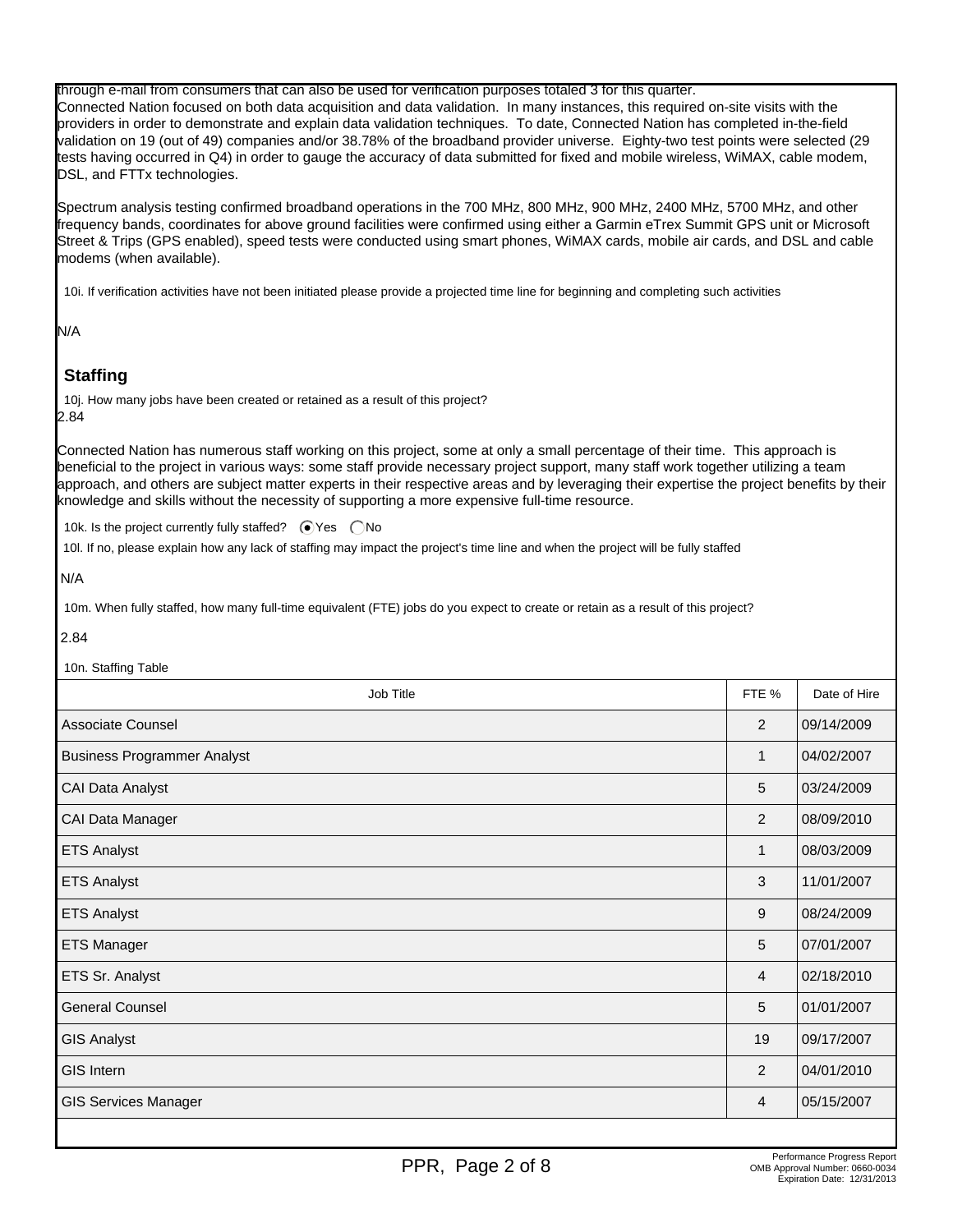through e-mail from consumers that can also be used for verification purposes totaled 3 for this quarter.
Connected Nation focused on both data acquisition and data validation. In many instances, this required on-site visits with the providers in order to demonstrate and explain data validation techniques. To date, Connected Nation has completed in-the-field validation on 19 (out of 49) companies and/or 38.78% of the broadband provider universe. Eighty-two test points were selected (29 tests having occurred in Q4) in order to gauge the accuracy of data submitted for fixed and mobile wireless, WiMAX, cable modem, DSL, and FTTx technologies.

Spectrum analysis testing confirmed broadband operations in the 700 MHz, 800 MHz, 900 MHz, 2400 MHz, 5700 MHz, and other frequency bands, coordinates for above ground facilities were confirmed using either a Garmin eTrex Summit GPS unit or Microsoft Street & Trips (GPS enabled), speed tests were conducted using smart phones, WiMAX cards, mobile air cards, and DSL and cable modems (when available).

10i. If verification activities have not been initiated please provide a projected time line for beginning and completing such activities

N/A

## Staffing

10j. How many jobs have been created or retained as a result of this project?

2.84

Connected Nation has numerous staff working on this project, some at only a small percentage of their time. This approach is beneficial to the project in various ways: some staff provide necessary project support, many staff work together utilizing a team approach, and others are subject matter experts in their respective areas and by leveraging their expertise the project benefits by their knowledge and skills without the necessity of supporting a more expensive full-time resource.

10k. Is the project currently fully staffed? (●) Yes ( ) No

10l. If no, please explain how any lack of staffing may impact the project's time line and when the project will be fully staffed

N/A

10m. When fully staffed, how many full-time equivalent (FTE) jobs do you expect to create or retain as a result of this project?

2.84

10n. Staffing Table

| Job Title | FTE % | Date of Hire |
|---|---|---|
| Associate Counsel | 2 | 09/14/2009 |
| Business Programmer Analyst | 1 | 04/02/2007 |
| CAI Data Analyst | 5 | 03/24/2009 |
| CAI Data Manager | 2 | 08/09/2010 |
| ETS Analyst | 1 | 08/03/2009 |
| ETS Analyst | 3 | 11/01/2007 |
| ETS Analyst | 9 | 08/24/2009 |
| ETS Manager | 5 | 07/01/2007 |
| ETS Sr. Analyst | 4 | 02/18/2010 |
| General Counsel | 5 | 01/01/2007 |
| GIS Analyst | 19 | 09/17/2007 |
| GIS Intern | 2 | 04/01/2010 |
| GIS Services Manager | 4 | 05/15/2007 |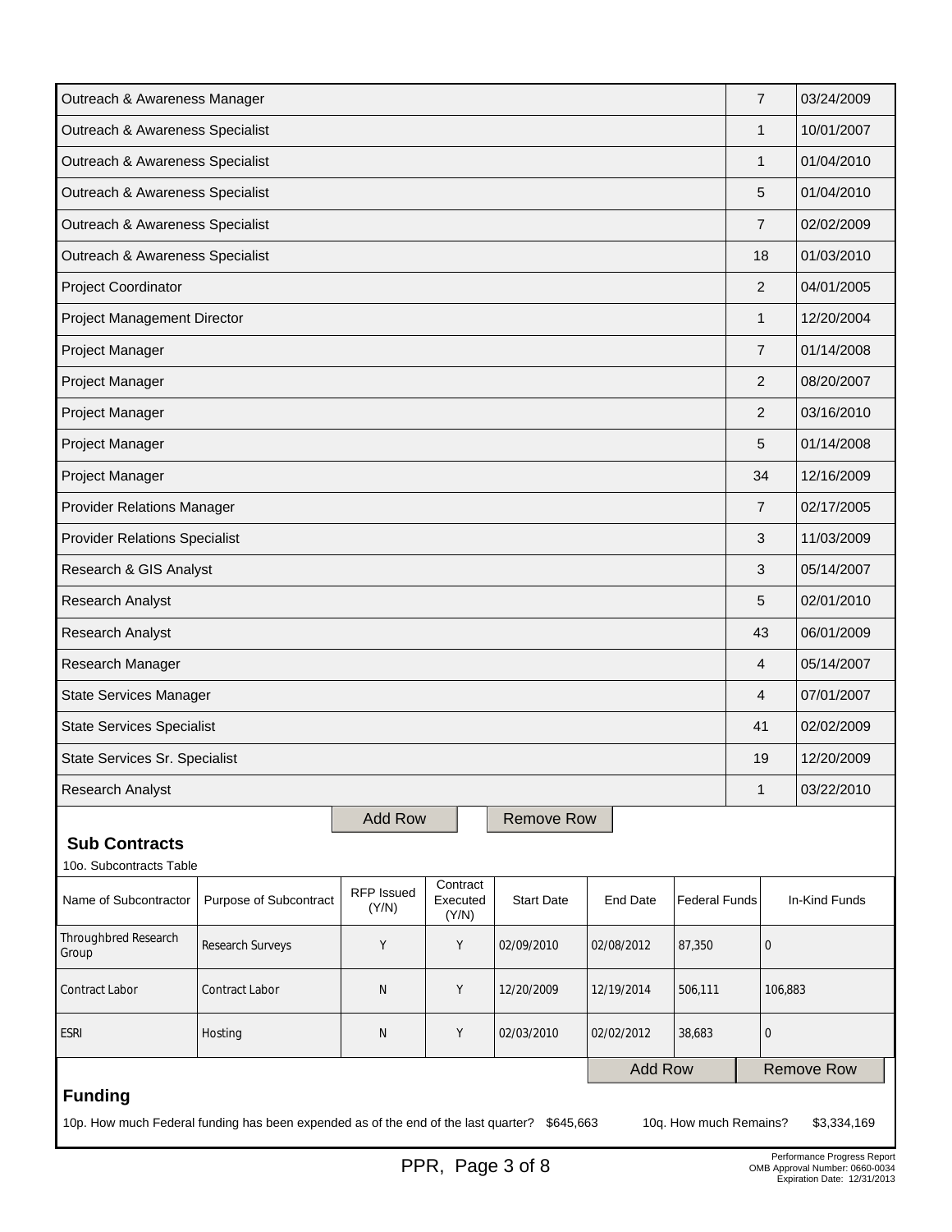| | | |
|---|---|---|
| Outreach & Awareness Manager | 7 | 03/24/2009 |
| Outreach & Awareness Specialist | 1 | 10/01/2007 |
| Outreach & Awareness Specialist | 1 | 01/04/2010 |
| Outreach & Awareness Specialist | 5 | 01/04/2010 |
| Outreach & Awareness Specialist | 7 | 02/02/2009 |
| Outreach & Awareness Specialist | 18 | 01/03/2010 |
| Project Coordinator | 2 | 04/01/2005 |
| Project Management Director | 1 | 12/20/2004 |
| Project Manager | 7 | 01/14/2008 |
| Project Manager | 2 | 08/20/2007 |
| Project Manager | 2 | 03/16/2010 |
| Project Manager | 5 | 01/14/2008 |
| Project Manager | 34 | 12/16/2009 |
| Provider Relations Manager | 7 | 02/17/2005 |
| Provider Relations Specialist | 3 | 11/03/2009 |
| Research & GIS Analyst | 3 | 05/14/2007 |
| Research Analyst | 5 | 02/01/2010 |
| Research Analyst | 43 | 06/01/2009 |
| Research Manager | 4 | 05/14/2007 |
| State Services Manager | 4 | 07/01/2007 |
| State Services Specialist | 41 | 02/02/2009 |
| State Services Sr. Specialist | 19 | 12/20/2009 |
| Research Analyst | 1 | 03/22/2010 |

Add Row | Remove Row

## Sub Contracts

10o. Subcontracts Table

| Name of Subcontractor | Purpose of Subcontract | RFP Issued (Y/N) | Contract Executed (Y/N) | Start Date | End Date | Federal Funds | In-Kind Funds |
|---|---|---|---|---|---|---|---|
| Throughbred Research Group | Research Surveys | Y | Y | 02/09/2010 | 02/08/2012 | 87,350 | 0 |
| Contract Labor | Contract Labor | N | Y | 12/20/2009 | 12/19/2014 | 506,111 | 106,883 |
| ESRI | Hosting | N | Y | 02/03/2010 | 02/02/2012 | 38,683 | 0 |

Add Row | Remove Row

## Funding

10p. How much Federal funding has been expended as of the end of the last quarter? $645,663

10q. How much Remains? $3,334,169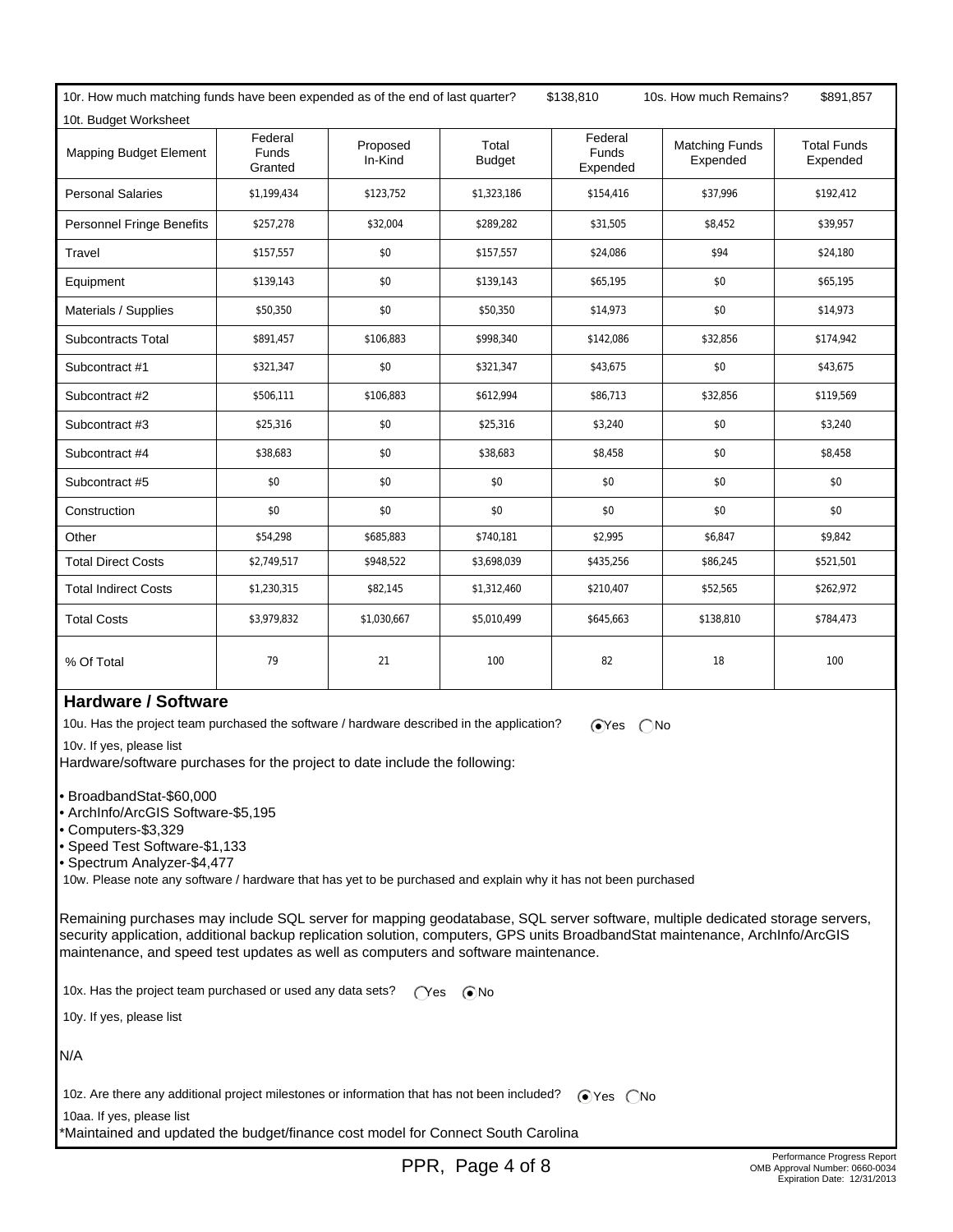10r. How much matching funds have been expended as of the end of last quarter? $138,810 10s. How much Remains? $891,857

10t. Budget Worksheet

| Mapping Budget Element | Federal Funds Granted | Proposed In-Kind | Total Budget | Federal Funds Expended | Matching Funds Expended | Total Funds Expended |
|---|---|---|---|---|---|---|
| Personal Salaries | $1,199,434 | $123,752 | $1,323,186 | $154,416 | $37,996 | $192,412 |
| Personnel Fringe Benefits | $257,278 | $32,004 | $289,282 | $31,505 | $8,452 | $39,957 |
| Travel | $157,557 | $0 | $157,557 | $24,086 | $94 | $24,180 |
| Equipment | $139,143 | $0 | $139,143 | $65,195 | $0 | $65,195 |
| Materials / Supplies | $50,350 | $0 | $50,350 | $14,973 | $0 | $14,973 |
| Subcontracts Total | $891,457 | $106,883 | $998,340 | $142,086 | $32,856 | $174,942 |
| Subcontract #1 | $321,347 | $0 | $321,347 | $43,675 | $0 | $43,675 |
| Subcontract #2 | $506,111 | $106,883 | $612,994 | $86,713 | $32,856 | $119,569 |
| Subcontract #3 | $25,316 | $0 | $25,316 | $3,240 | $0 | $3,240 |
| Subcontract #4 | $38,683 | $0 | $38,683 | $8,458 | $0 | $8,458 |
| Subcontract #5 | $0 | $0 | $0 | $0 | $0 | $0 |
| Construction | $0 | $0 | $0 | $0 | $0 | $0 |
| Other | $54,298 | $685,883 | $740,181 | $2,995 | $6,847 | $9,842 |
| Total Direct Costs | $2,749,517 | $948,522 | $3,698,039 | $435,256 | $86,245 | $521,501 |
| Total Indirect Costs | $1,230,315 | $82,145 | $1,312,460 | $210,407 | $52,565 | $262,972 |
| Total Costs | $3,979,832 | $1,030,667 | $5,010,499 | $645,663 | $138,810 | $784,473 |
| % Of Total | 79 | 21 | 100 | 82 | 18 | 100 |

## Hardware / Software

10u. Has the project team purchased the software / hardware described in the application? (•) Yes ( ) No

10v. If yes, please list

Hardware/software purchases for the project to date include the following:

- BroadbandStat-$60,000
- ArchInfo/ArcGIS Software-$5,195
- Computers-$3,329
- Speed Test Software-$1,133
- Spectrum Analyzer-$4,477

10w. Please note any software / hardware that has yet to be purchased and explain why it has not been purchased

Remaining purchases may include SQL server for mapping geodatabase, SQL server software, multiple dedicated storage servers, security application, additional backup replication solution, computers, GPS units BroadbandStat maintenance, ArchInfo/ArcGIS maintenance, and speed test updates as well as computers and software maintenance.

10x. Has the project team purchased or used any data sets? ( ) Yes (•) No

10y. If yes, please list

N/A

10z. Are there any additional project milestones or information that has not been included? (•) Yes ( ) No

10aa. If yes, please list

*Maintained and updated the budget/finance cost model for Connect South Carolina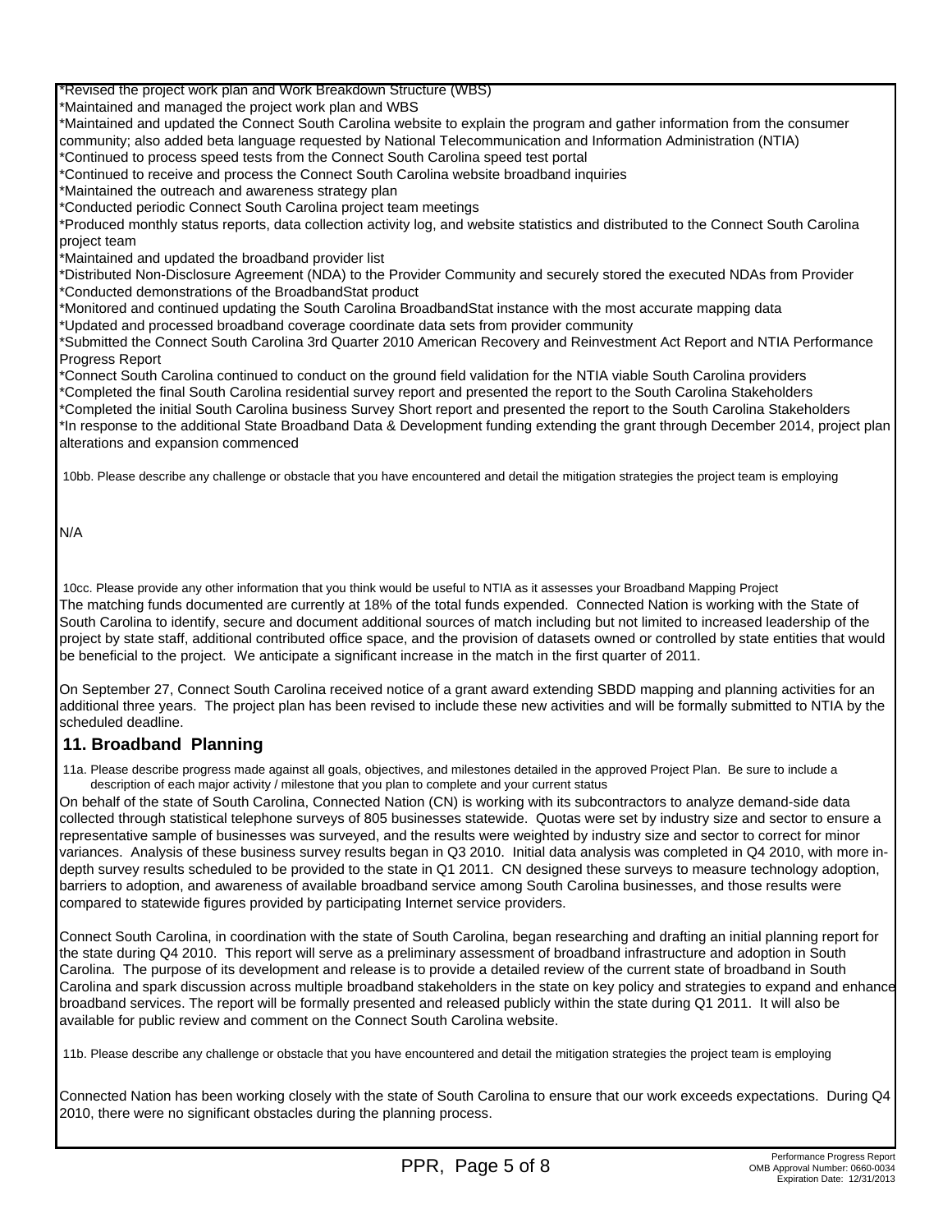*Revised the project work plan and Work Breakdown Structure (WBS)
*Maintained and managed the project work plan and WBS
*Maintained and updated the Connect South Carolina website to explain the program and gather information from the consumer community; also added beta language requested by National Telecommunication and Information Administration (NTIA)
*Continued to process speed tests from the Connect South Carolina speed test portal
*Continued to receive and process the Connect South Carolina website broadband inquiries
*Maintained the outreach and awareness strategy plan
*Conducted periodic Connect South Carolina project team meetings
*Produced monthly status reports, data collection activity log, and website statistics and distributed to the Connect South Carolina project team
*Maintained and updated the broadband provider list
*Distributed Non-Disclosure Agreement (NDA) to the Provider Community and securely stored the executed NDAs from Provider
*Conducted demonstrations of the BroadbandStat product
*Monitored and continued updating the South Carolina BroadbandStat instance with the most accurate mapping data
*Updated and processed broadband coverage coordinate data sets from provider community
*Submitted the Connect South Carolina 3rd Quarter 2010 American Recovery and Reinvestment Act Report and NTIA Performance Progress Report
*Connect South Carolina continued to conduct on the ground field validation for the NTIA viable South Carolina providers
*Completed the final South Carolina residential survey report and presented the report to the South Carolina Stakeholders
*Completed the initial South Carolina business Survey Short report and presented the report to the South Carolina Stakeholders
*In response to the additional State Broadband Data & Development funding extending the grant through December 2014, project plan alterations and expansion commenced

10bb. Please describe any challenge or obstacle that you have encountered and detail the mitigation strategies the project team is employing

N/A

10cc. Please provide any other information that you think would be useful to NTIA as it assesses your Broadband Mapping Project

The matching funds documented are currently at 18% of the total funds expended. Connected Nation is working with the State of South Carolina to identify, secure and document additional sources of match including but not limited to increased leadership of the project by state staff, additional contributed office space, and the provision of datasets owned or controlled by state entities that would be beneficial to the project. We anticipate a significant increase in the match in the first quarter of 2011.

On September 27, Connect South Carolina received notice of a grant award extending SBDD mapping and planning activities for an additional three years. The project plan has been revised to include these new activities and will be formally submitted to NTIA by the scheduled deadline.

## 11. Broadband Planning

11a. Please describe progress made against all goals, objectives, and milestones detailed in the approved Project Plan. Be sure to include a description of each major activity / milestone that you plan to complete and your current status

On behalf of the state of South Carolina, Connected Nation (CN) is working with its subcontractors to analyze demand-side data collected through statistical telephone surveys of 805 businesses statewide. Quotas were set by industry size and sector to ensure a representative sample of businesses was surveyed, and the results were weighted by industry size and sector to correct for minor variances. Analysis of these business survey results began in Q3 2010. Initial data analysis was completed in Q4 2010, with more in-depth survey results scheduled to be provided to the state in Q1 2011. CN designed these surveys to measure technology adoption, barriers to adoption, and awareness of available broadband service among South Carolina businesses, and those results were compared to statewide figures provided by participating Internet service providers.

Connect South Carolina, in coordination with the state of South Carolina, began researching and drafting an initial planning report for the state during Q4 2010. This report will serve as a preliminary assessment of broadband infrastructure and adoption in South Carolina. The purpose of its development and release is to provide a detailed review of the current state of broadband in South Carolina and spark discussion across multiple broadband stakeholders in the state on key policy and strategies to expand and enhance broadband services. The report will be formally presented and released publicly within the state during Q1 2011. It will also be available for public review and comment on the Connect South Carolina website.

11b. Please describe any challenge or obstacle that you have encountered and detail the mitigation strategies the project team is employing

Connected Nation has been working closely with the state of South Carolina to ensure that our work exceeds expectations. During Q4 2010, there were no significant obstacles during the planning process.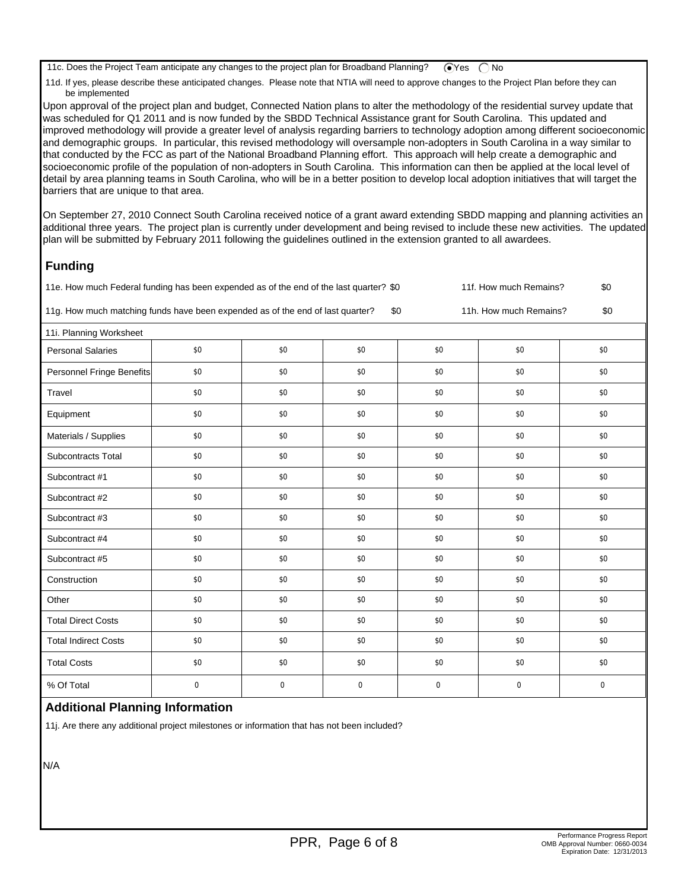11c. Does the Project Team anticipate any changes to the project plan for Broadband Planning? (•) Yes ( ) No

11d. If yes, please describe these anticipated changes. Please note that NTIA will need to approve changes to the Project Plan before they can be implemented

Upon approval of the project plan and budget, Connected Nation plans to alter the methodology of the residential survey update that was scheduled for Q1 2011 and is now funded by the SBDD Technical Assistance grant for South Carolina. This updated and improved methodology will provide a greater level of analysis regarding barriers to technology adoption among different socioeconomic and demographic groups. In particular, this revised methodology will oversample non-adopters in South Carolina in a way similar to that conducted by the FCC as part of the National Broadband Planning effort. This approach will help create a demographic and socioeconomic profile of the population of non-adopters in South Carolina. This information can then be applied at the local level of detail by area planning teams in South Carolina, who will be in a better position to develop local adoption initiatives that will target the barriers that are unique to that area.

On September 27, 2010 Connect South Carolina received notice of a grant award extending SBDD mapping and planning activities an additional three years. The project plan is currently under development and being revised to include these new activities. The updated plan will be submitted by February 2011 following the guidelines outlined in the extension granted to all awardees.

## Funding

11e. How much Federal funding has been expended as of the end of the last quarter? $0 | 11f. How much Remains? $0

11g. How much matching funds have been expended as of the end of last quarter? $0 | 11h. How much Remains? $0

11i. Planning Worksheet

| | | | | | | |
|---|---|---|---|---|---|---|
| Personal Salaries | $0 | $0 | $0 | $0 | $0 | $0 |
| Personnel Fringe Benefits | $0 | $0 | $0 | $0 | $0 | $0 |
| Travel | $0 | $0 | $0 | $0 | $0 | $0 |
| Equipment | $0 | $0 | $0 | $0 | $0 | $0 |
| Materials / Supplies | $0 | $0 | $0 | $0 | $0 | $0 |
| Subcontracts Total | $0 | $0 | $0 | $0 | $0 | $0 |
| Subcontract #1 | $0 | $0 | $0 | $0 | $0 | $0 |
| Subcontract #2 | $0 | $0 | $0 | $0 | $0 | $0 |
| Subcontract #3 | $0 | $0 | $0 | $0 | $0 | $0 |
| Subcontract #4 | $0 | $0 | $0 | $0 | $0 | $0 |
| Subcontract #5 | $0 | $0 | $0 | $0 | $0 | $0 |
| Construction | $0 | $0 | $0 | $0 | $0 | $0 |
| Other | $0 | $0 | $0 | $0 | $0 | $0 |
| Total Direct Costs | $0 | $0 | $0 | $0 | $0 | $0 |
| Total Indirect Costs | $0 | $0 | $0 | $0 | $0 | $0 |
| Total Costs | $0 | $0 | $0 | $0 | $0 | $0 |
| % Of Total | 0 | 0 | 0 | 0 | 0 | 0 |

## Additional Planning Information

11j. Are there any additional project milestones or information that has not been included?

N/A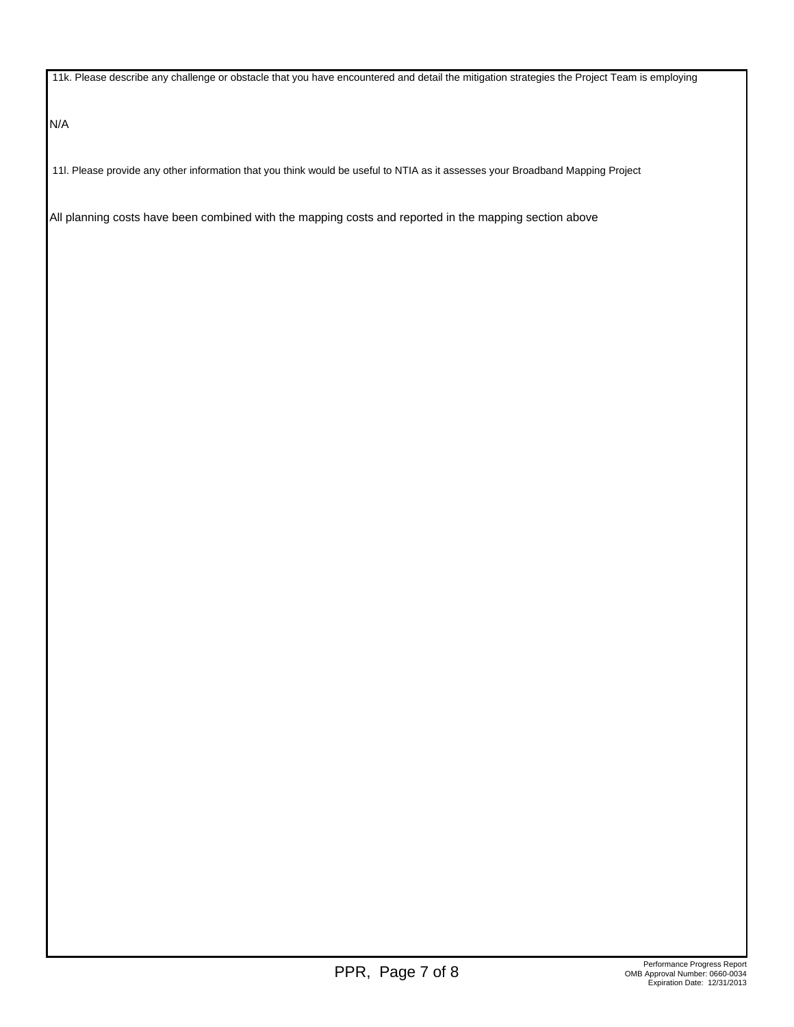11k. Please describe any challenge or obstacle that you have encountered and detail the mitigation strategies the Project Team is employing

N/A

11l. Please provide any other information that you think would be useful to NTIA as it assesses your Broadband Mapping Project

All planning costs have been combined with the mapping costs and reported in the mapping section above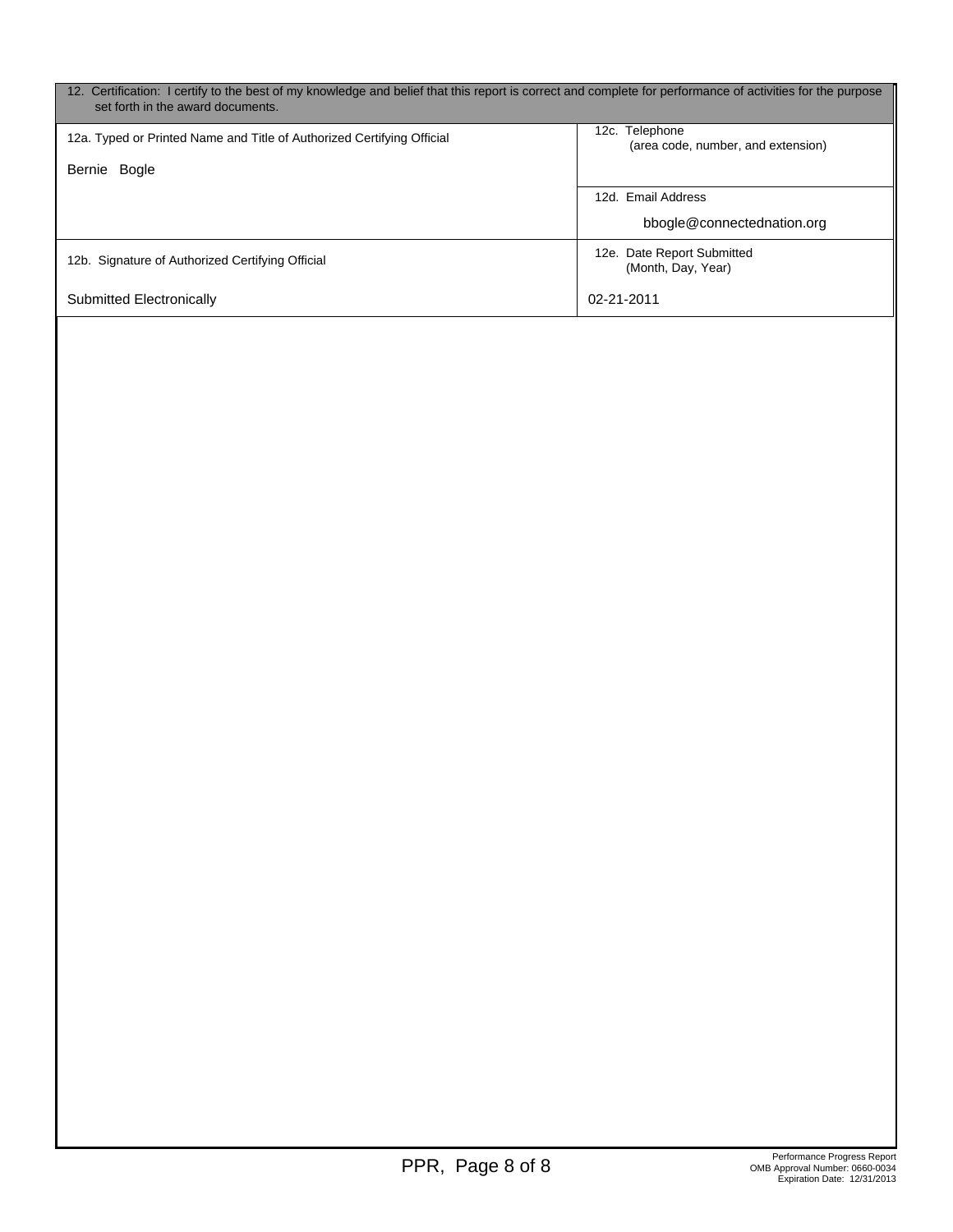12. Certification: I certify to the best of my knowledge and belief that this report is correct and complete for performance of activities for the purpose set forth in the award documents.

| | |
|---|---|
| 12a. Typed or Printed Name and Title of Authorized Certifying Official<br><br>Bernie Bogle | 12c. Telephone (area code, number, and extension)<br><br>12d. Email Address<br><br>bbogle@connectednation.org |
| 12b. Signature of Authorized Certifying Official<br><br>Submitted Electronically | 12e. Date Report Submitted (Month, Day, Year)<br><br>02-21-2011 |

Performance Progress Report
OMB Approval Number: 0660-0034
Expiration Date: 12/31/2013